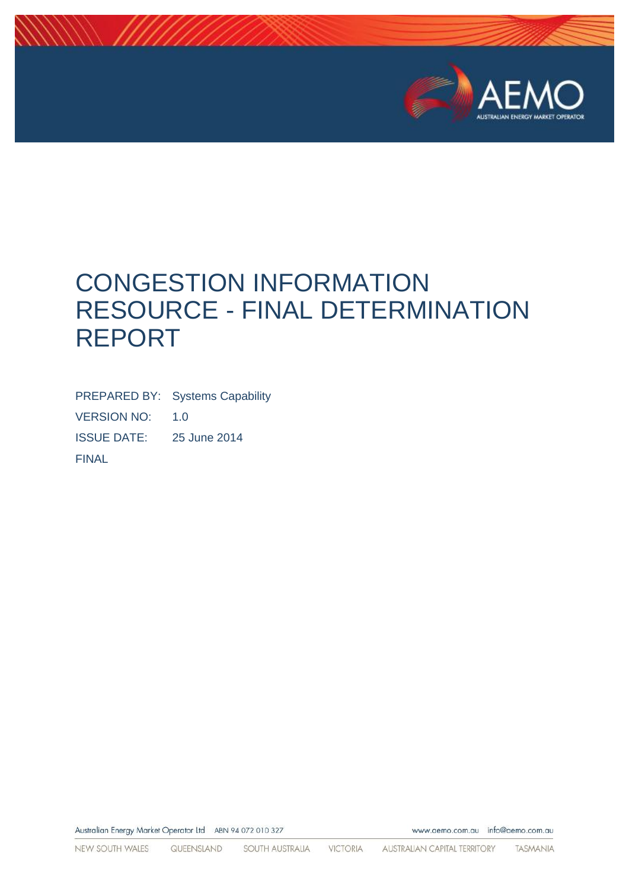# CONGESTION INFORMATION RESOURCE - FINAL DETERMINATION REPORT

PREPARED BY: Systems Capability

VERSION NO: 1.0

ISSUE DATE: 25 June 2014

FINAL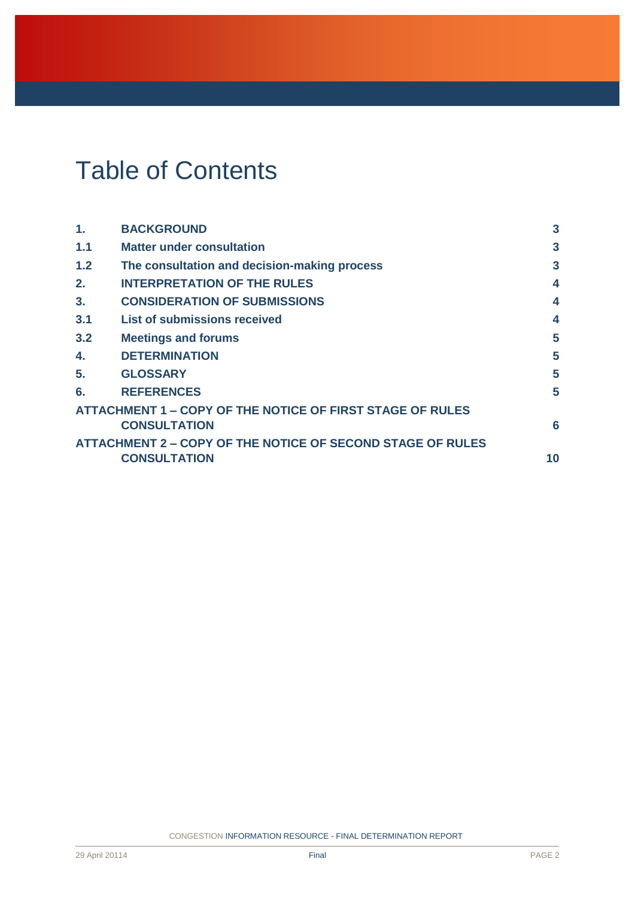# Table of Contents

| | | |
|---|---|---|
| **1.** | **BACKGROUND** | **3** |
| **1.1** | **Matter under consultation** | **3** |
| **1.2** | **The consultation and decision-making process** | **3** |
| **2.** | **INTERPRETATION OF THE RULES** | **4** |
| **3.** | **CONSIDERATION OF SUBMISSIONS** | **4** |
| **3.1** | **List of submissions received** | **4** |
| **3.2** | **Meetings and forums** | **5** |
| **4.** | **DETERMINATION** | **5** |
| **5.** | **GLOSSARY** | **5** |
| **6.** | **REFERENCES** | **5** |
| **ATTACHMENT 1 – COPY OF THE NOTICE OF FIRST STAGE OF RULES CONSULTATION** | | **6** |
| **ATTACHMENT 2 – COPY OF THE NOTICE OF SECOND STAGE OF RULES CONSULTATION** | | **10** |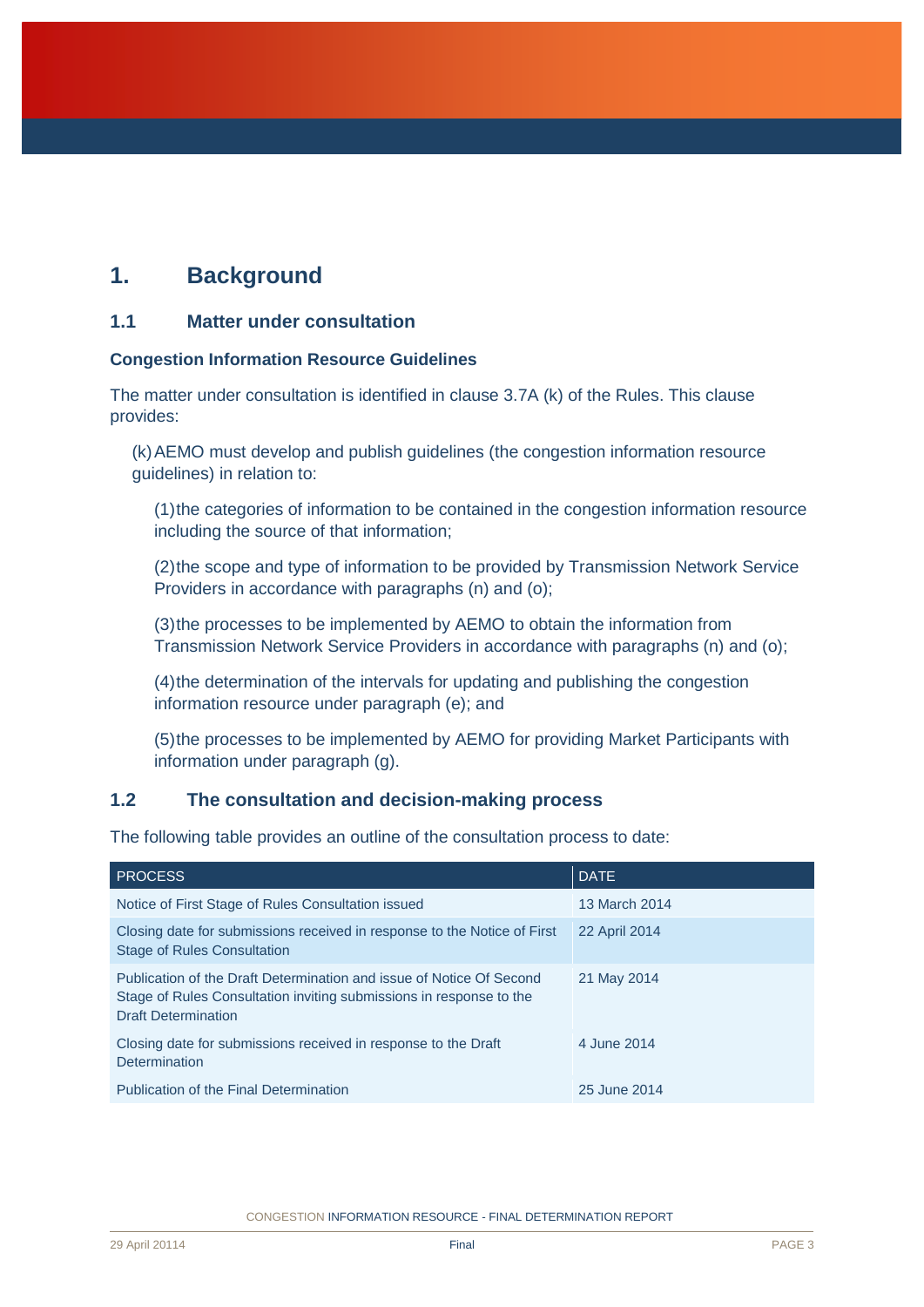# 1. Background

## 1.1 Matter under consultation

### Congestion Information Resource Guidelines

The matter under consultation is identified in clause 3.7A (k) of the Rules. This clause provides:

(k) AEMO must develop and publish guidelines (the congestion information resource guidelines) in relation to:

(1) the categories of information to be contained in the congestion information resource including the source of that information;

(2) the scope and type of information to be provided by Transmission Network Service Providers in accordance with paragraphs (n) and (o);

(3) the processes to be implemented by AEMO to obtain the information from Transmission Network Service Providers in accordance with paragraphs (n) and (o);

(4) the determination of the intervals for updating and publishing the congestion information resource under paragraph (e); and

(5) the processes to be implemented by AEMO for providing Market Participants with information under paragraph (g).

## 1.2 The consultation and decision-making process

The following table provides an outline of the consultation process to date:

| PROCESS | DATE |
|---|---|
| Notice of First Stage of Rules Consultation issued | 13 March 2014 |
| Closing date for submissions received in response to the Notice of First Stage of Rules Consultation | 22 April 2014 |
| Publication of the Draft Determination and issue of Notice Of Second Stage of Rules Consultation inviting submissions in response to the Draft Determination | 21 May 2014 |
| Closing date for submissions received in response to the Draft Determination | 4 June 2014 |
| Publication of the Final Determination | 25 June 2014 |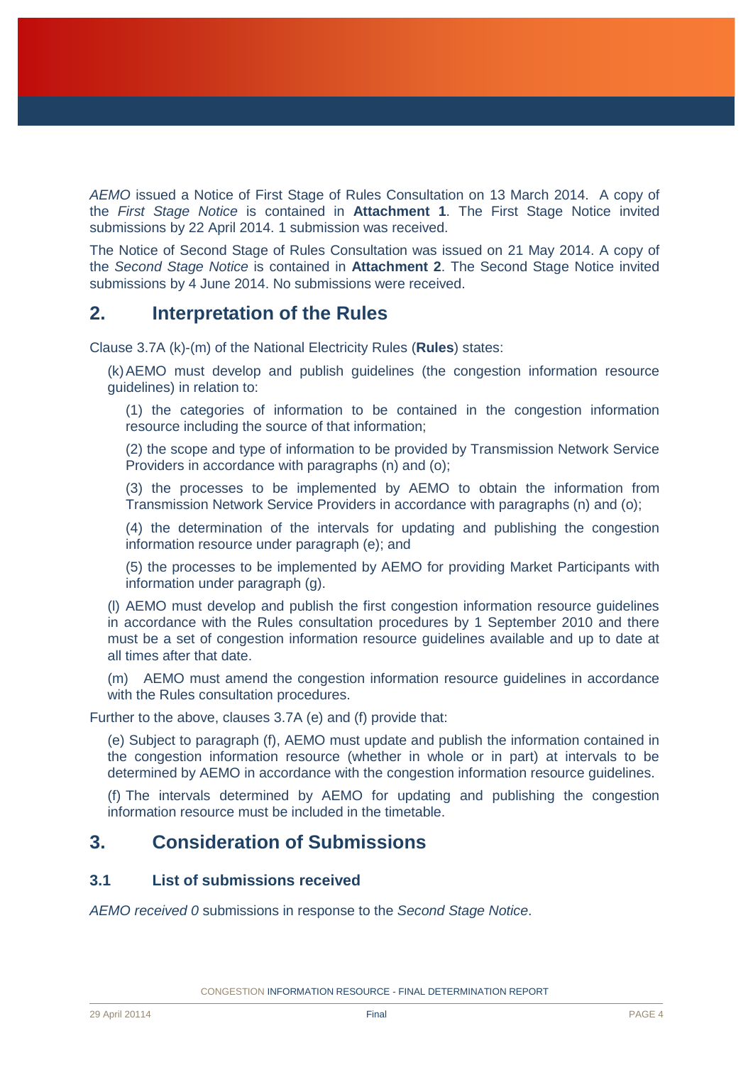*AEMO* issued a Notice of First Stage of Rules Consultation on 13 March 2014. A copy of the *First Stage Notice* is contained in **Attachment 1**. The First Stage Notice invited submissions by 22 April 2014. 1 submission was received.

The Notice of Second Stage of Rules Consultation was issued on 21 May 2014. A copy of the *Second Stage Notice* is contained in **Attachment 2**. The Second Stage Notice invited submissions by 4 June 2014. No submissions were received.

## 2. Interpretation of the Rules

Clause 3.7A (k)-(m) of the National Electricity Rules (**Rules**) states:

(k) AEMO must develop and publish guidelines (the congestion information resource guidelines) in relation to:

(1) the categories of information to be contained in the congestion information resource including the source of that information;

(2) the scope and type of information to be provided by Transmission Network Service Providers in accordance with paragraphs (n) and (o);

(3) the processes to be implemented by AEMO to obtain the information from Transmission Network Service Providers in accordance with paragraphs (n) and (o);

(4) the determination of the intervals for updating and publishing the congestion information resource under paragraph (e); and

(5) the processes to be implemented by AEMO for providing Market Participants with information under paragraph (g).

(l) AEMO must develop and publish the first congestion information resource guidelines in accordance with the Rules consultation procedures by 1 September 2010 and there must be a set of congestion information resource guidelines available and up to date at all times after that date.

(m) AEMO must amend the congestion information resource guidelines in accordance with the Rules consultation procedures.

Further to the above, clauses 3.7A (e) and (f) provide that:

(e) Subject to paragraph (f), AEMO must update and publish the information contained in the congestion information resource (whether in whole or in part) at intervals to be determined by AEMO in accordance with the congestion information resource guidelines.

(f) The intervals determined by AEMO for updating and publishing the congestion information resource must be included in the timetable.

## 3. Consideration of Submissions

### 3.1 List of submissions received

*AEMO received 0* submissions in response to the *Second Stage Notice*.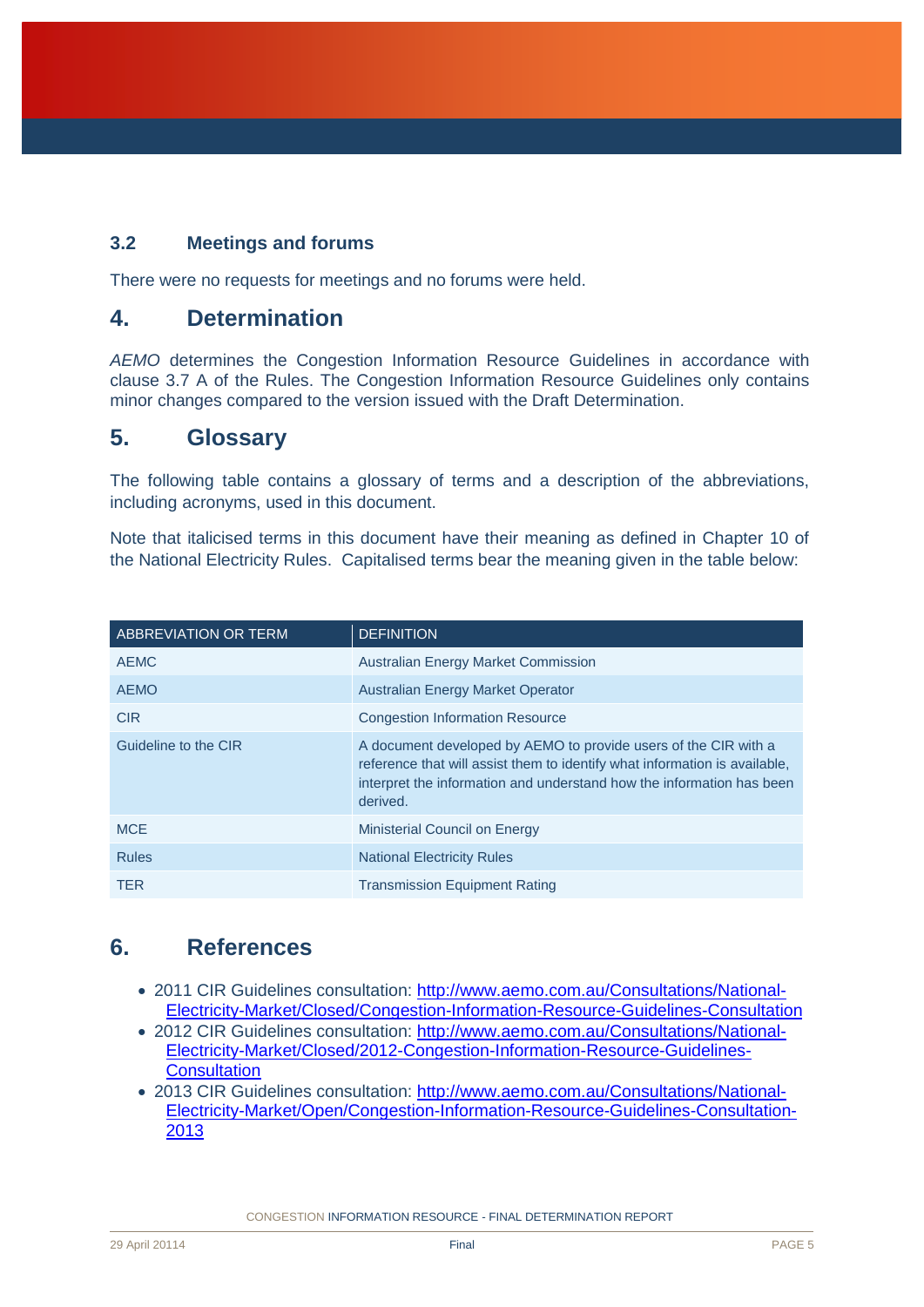### 3.2 Meetings and forums

There were no requests for meetings and no forums were held.

## 4. Determination

*AEMO* determines the Congestion Information Resource Guidelines in accordance with clause 3.7 A of the Rules. The Congestion Information Resource Guidelines only contains minor changes compared to the version issued with the Draft Determination.

## 5. Glossary

The following table contains a glossary of terms and a description of the abbreviations, including acronyms, used in this document.

Note that italicised terms in this document have their meaning as defined in Chapter 10 of the National Electricity Rules. Capitalised terms bear the meaning given in the table below:

| ABBREVIATION OR TERM | DEFINITION |
|---|---|
| AEMC | Australian Energy Market Commission |
| AEMO | Australian Energy Market Operator |
| CIR | Congestion Information Resource |
| Guideline to the CIR | A document developed by AEMO to provide users of the CIR with a reference that will assist them to identify what information is available, interpret the information and understand how the information has been derived. |
| MCE | Ministerial Council on Energy |
| Rules | National Electricity Rules |
| TER | Transmission Equipment Rating |

## 6. References

- 2011 CIR Guidelines consultation: [http://www.aemo.com.au/Consultations/National-Electricity-Market/Closed/Congestion-Information-Resource-Guidelines-Consultation](http://www.aemo.com.au/Consultations/National-Electricity-Market/Closed/Congestion-Information-Resource-Guidelines-Consultation)
- 2012 CIR Guidelines consultation: [http://www.aemo.com.au/Consultations/National-Electricity-Market/Closed/2012-Congestion-Information-Resource-Guidelines-Consultation](http://www.aemo.com.au/Consultations/National-Electricity-Market/Closed/2012-Congestion-Information-Resource-Guidelines-Consultation)
- 2013 CIR Guidelines consultation: [http://www.aemo.com.au/Consultations/National-Electricity-Market/Open/Congestion-Information-Resource-Guidelines-Consultation-2013](http://www.aemo.com.au/Consultations/National-Electricity-Market/Open/Congestion-Information-Resource-Guidelines-Consultation-2013)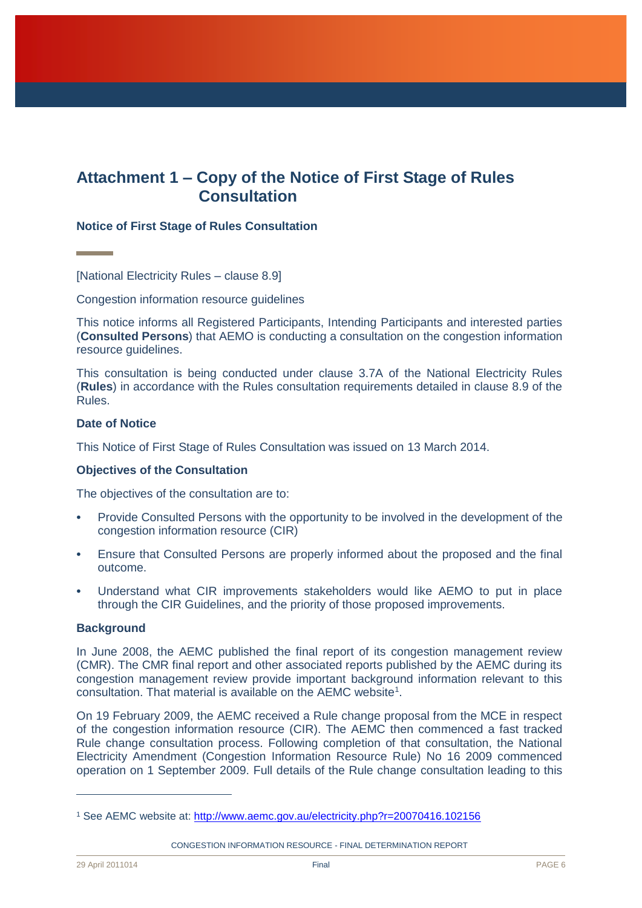# Attachment 1 – Copy of the Notice of First Stage of Rules Consultation

## Notice of First Stage of Rules Consultation

[National Electricity Rules – clause 8.9]

Congestion information resource guidelines

This notice informs all Registered Participants, Intending Participants and interested parties (**Consulted Persons**) that AEMO is conducting a consultation on the congestion information resource guidelines.

This consultation is being conducted under clause 3.7A of the National Electricity Rules (**Rules**) in accordance with the Rules consultation requirements detailed in clause 8.9 of the Rules.

### Date of Notice

This Notice of First Stage of Rules Consultation was issued on 13 March 2014.

### Objectives of the Consultation

The objectives of the consultation are to:

- Provide Consulted Persons with the opportunity to be involved in the development of the congestion information resource (CIR)
- Ensure that Consulted Persons are properly informed about the proposed and the final outcome.
- Understand what CIR improvements stakeholders would like AEMO to put in place through the CIR Guidelines, and the priority of those proposed improvements.

### Background

In June 2008, the AEMC published the final report of its congestion management review (CMR). The CMR final report and other associated reports published by the AEMC during its congestion management review provide important background information relevant to this consultation. That material is available on the AEMC website[1].

On 19 February 2009, the AEMC received a Rule change proposal from the MCE in respect of the congestion information resource (CIR). The AEMC then commenced a fast tracked Rule change consultation process. Following completion of that consultation, the National Electricity Amendment (Congestion Information Resource Rule) No 16 2009 commenced operation on 1 September 2009. Full details of the Rule change consultation leading to this

[1] See AEMC website at: http://www.aemc.gov.au/electricity.php?r=20070416.102156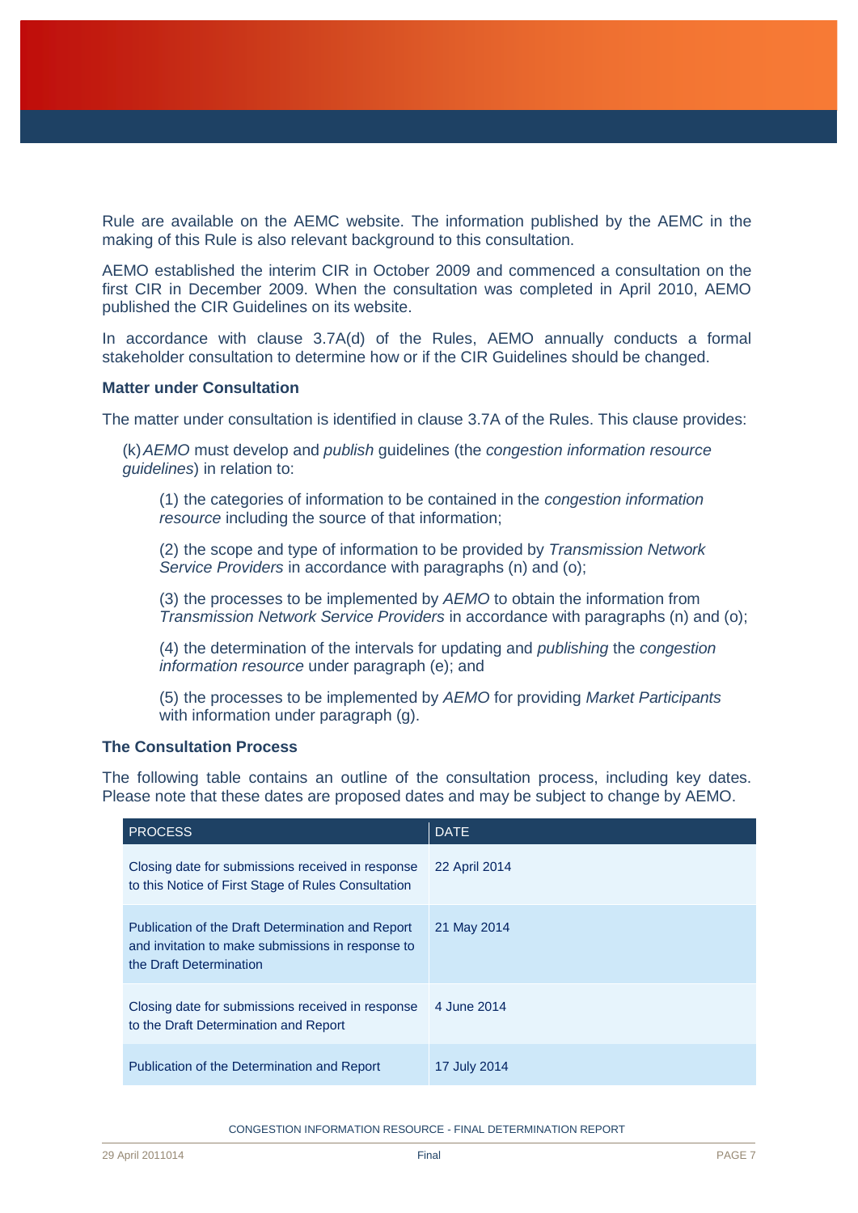Rule are available on the AEMC website. The information published by the AEMC in the making of this Rule is also relevant background to this consultation.

AEMO established the interim CIR in October 2009 and commenced a consultation on the first CIR in December 2009. When the consultation was completed in April 2010, AEMO published the CIR Guidelines on its website.

In accordance with clause 3.7A(d) of the Rules, AEMO annually conducts a formal stakeholder consultation to determine how or if the CIR Guidelines should be changed.

**Matter under Consultation**

The matter under consultation is identified in clause 3.7A of the Rules. This clause provides:

> (k) *AEMO* must develop and *publish* guidelines (the *congestion information resource guidelines*) in relation to:
>
> > (1) the categories of information to be contained in the *congestion information resource* including the source of that information;
> >
> > (2) the scope and type of information to be provided by *Transmission Network Service Providers* in accordance with paragraphs (n) and (o);
> >
> > (3) the processes to be implemented by *AEMO* to obtain the information from *Transmission Network Service Providers* in accordance with paragraphs (n) and (o);
> >
> > (4) the determination of the intervals for updating and *publishing* the *congestion information resource* under paragraph (e); and
> >
> > (5) the processes to be implemented by *AEMO* for providing *Market Participants* with information under paragraph (g).

**The Consultation Process**

The following table contains an outline of the consultation process, including key dates. Please note that these dates are proposed dates and may be subject to change by AEMO.

| PROCESS | DATE |
| --- | --- |
| Closing date for submissions received in response to this Notice of First Stage of Rules Consultation | 22 April 2014 |
| Publication of the Draft Determination and Report and invitation to make submissions in response to the Draft Determination | 21 May 2014 |
| Closing date for submissions received in response to the Draft Determination and Report | 4 June 2014 |
| Publication of the Determination and Report | 17 July 2014 |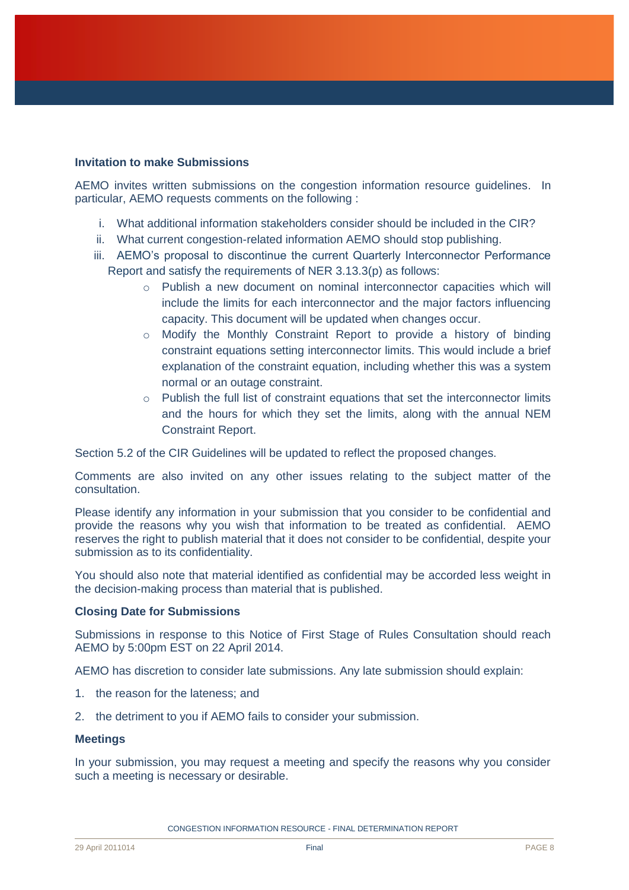**Invitation to make Submissions**

AEMO invites written submissions on the congestion information resource guidelines. In particular, AEMO requests comments on the following :

i. What additional information stakeholders consider should be included in the CIR?
ii. What current congestion-related information AEMO should stop publishing.
iii. AEMO's proposal to discontinue the current Quarterly Interconnector Performance Report and satisfy the requirements of NER 3.13.3(p) as follows:
    - Publish a new document on nominal interconnector capacities which will include the limits for each interconnector and the major factors influencing capacity. This document will be updated when changes occur.
    - Modify the Monthly Constraint Report to provide a history of binding constraint equations setting interconnector limits. This would include a brief explanation of the constraint equation, including whether this was a system normal or an outage constraint.
    - Publish the full list of constraint equations that set the interconnector limits and the hours for which they set the limits, along with the annual NEM Constraint Report.

Section 5.2 of the CIR Guidelines will be updated to reflect the proposed changes.

Comments are also invited on any other issues relating to the subject matter of the consultation.

Please identify any information in your submission that you consider to be confidential and provide the reasons why you wish that information to be treated as confidential. AEMO reserves the right to publish material that it does not consider to be confidential, despite your submission as to its confidentiality.

You should also note that material identified as confidential may be accorded less weight in the decision-making process than material that is published.

**Closing Date for Submissions**

Submissions in response to this Notice of First Stage of Rules Consultation should reach AEMO by 5:00pm EST on 22 April 2014.

AEMO has discretion to consider late submissions. Any late submission should explain:

1. the reason for the lateness; and
2. the detriment to you if AEMO fails to consider your submission.

**Meetings**

In your submission, you may request a meeting and specify the reasons why you consider such a meeting is necessary or desirable.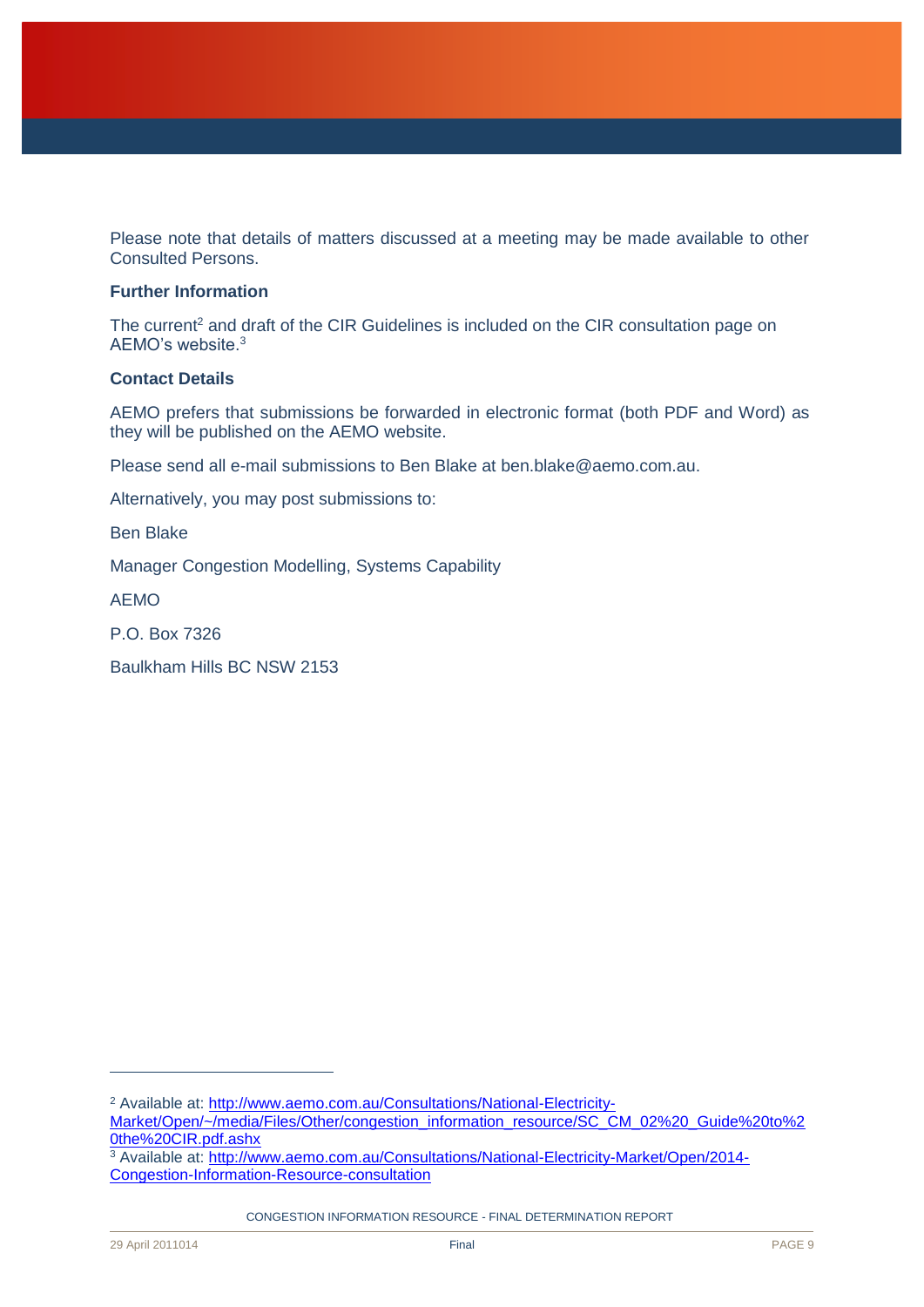Please note that details of matters discussed at a meeting may be made available to other Consulted Persons.

**Further Information**

The current[2] and draft of the CIR Guidelines is included on the CIR consultation page on AEMO's website.[3]

**Contact Details**

AEMO prefers that submissions be forwarded in electronic format (both PDF and Word) as they will be published on the AEMO website.

Please send all e-mail submissions to Ben Blake at ben.blake@aemo.com.au.

Alternatively, you may post submissions to:

Ben Blake

Manager Congestion Modelling, Systems Capability

AEMO

P.O. Box 7326

Baulkham Hills BC NSW 2153

---

[2] Available at: http://www.aemo.com.au/Consultations/National-Electricity-Market/Open/~/media/Files/Other/congestion_information_resource/SC_CM_02%20_Guide%20to%20the%20CIR.pdf.ashx

[3] Available at: http://www.aemo.com.au/Consultations/National-Electricity-Market/Open/2014-Congestion-Information-Resource-consultation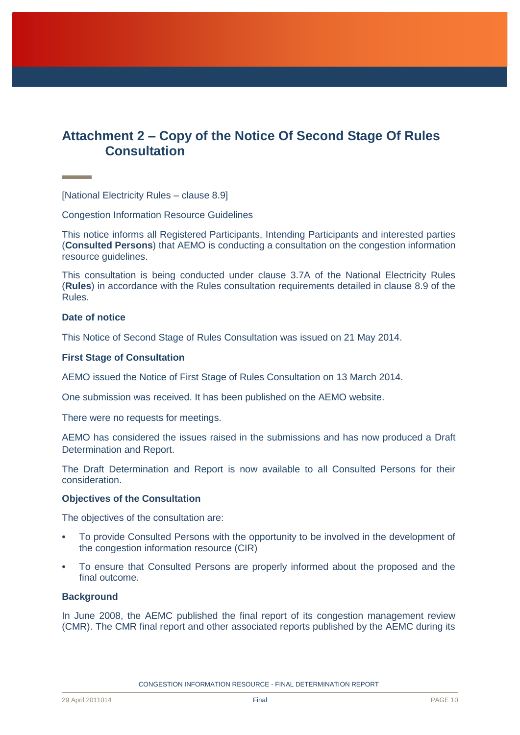# Attachment 2 – Copy of the Notice Of Second Stage Of Rules Consultation

[National Electricity Rules – clause 8.9]

Congestion Information Resource Guidelines

This notice informs all Registered Participants, Intending Participants and interested parties (**Consulted Persons**) that AEMO is conducting a consultation on the congestion information resource guidelines.

This consultation is being conducted under clause 3.7A of the National Electricity Rules (**Rules**) in accordance with the Rules consultation requirements detailed in clause 8.9 of the Rules.

### Date of notice

This Notice of Second Stage of Rules Consultation was issued on 21 May 2014.

### First Stage of Consultation

AEMO issued the Notice of First Stage of Rules Consultation on 13 March 2014.

One submission was received. It has been published on the AEMO website.

There were no requests for meetings.

AEMO has considered the issues raised in the submissions and has now produced a Draft Determination and Report.

The Draft Determination and Report is now available to all Consulted Persons for their consideration.

### Objectives of the Consultation

The objectives of the consultation are:

- To provide Consulted Persons with the opportunity to be involved in the development of the congestion information resource (CIR)
- To ensure that Consulted Persons are properly informed about the proposed and the final outcome.

### Background

In June 2008, the AEMC published the final report of its congestion management review (CMR). The CMR final report and other associated reports published by the AEMC during its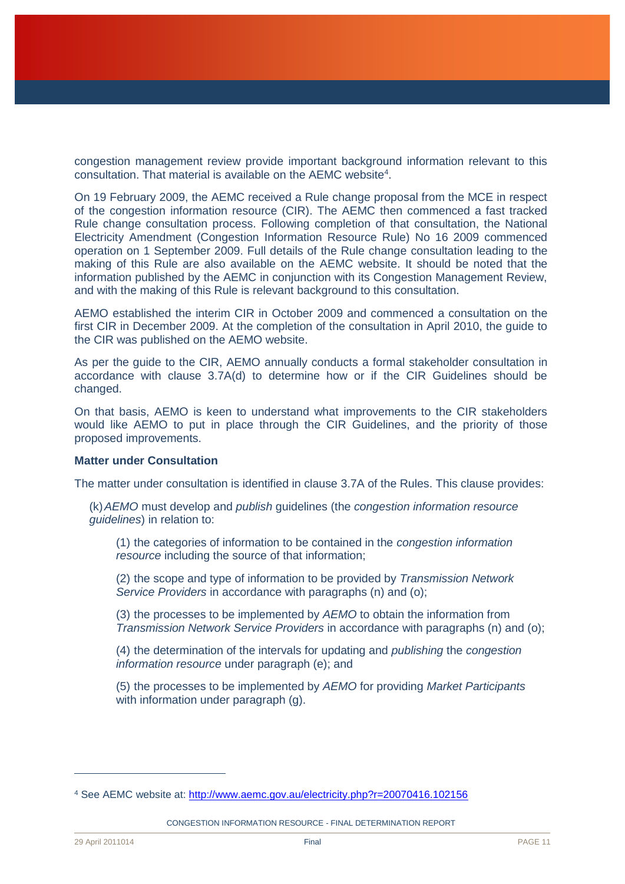congestion management review provide important background information relevant to this consultation. That material is available on the AEMC website[4].

On 19 February 2009, the AEMC received a Rule change proposal from the MCE in respect of the congestion information resource (CIR). The AEMC then commenced a fast tracked Rule change consultation process. Following completion of that consultation, the National Electricity Amendment (Congestion Information Resource Rule) No 16 2009 commenced operation on 1 September 2009. Full details of the Rule change consultation leading to the making of this Rule are also available on the AEMC website. It should be noted that the information published by the AEMC in conjunction with its Congestion Management Review, and with the making of this Rule is relevant background to this consultation.

AEMO established the interim CIR in October 2009 and commenced a consultation on the first CIR in December 2009. At the completion of the consultation in April 2010, the guide to the CIR was published on the AEMO website.

As per the guide to the CIR, AEMO annually conducts a formal stakeholder consultation in accordance with clause 3.7A(d) to determine how or if the CIR Guidelines should be changed.

On that basis, AEMO is keen to understand what improvements to the CIR stakeholders would like AEMO to put in place through the CIR Guidelines, and the priority of those proposed improvements.

**Matter under Consultation**

The matter under consultation is identified in clause 3.7A of the Rules. This clause provides:

(k) *AEMO* must develop and *publish* guidelines (the *congestion information resource guidelines*) in relation to:

(1) the categories of information to be contained in the *congestion information resource* including the source of that information;

(2) the scope and type of information to be provided by *Transmission Network Service Providers* in accordance with paragraphs (n) and (o);

(3) the processes to be implemented by *AEMO* to obtain the information from *Transmission Network Service Providers* in accordance with paragraphs (n) and (o);

(4) the determination of the intervals for updating and *publishing* the *congestion information resource* under paragraph (e); and

(5) the processes to be implemented by *AEMO* for providing *Market Participants* with information under paragraph (g).

---

[4] See AEMC website at: http://www.aemc.gov.au/electricity.php?r=20070416.102156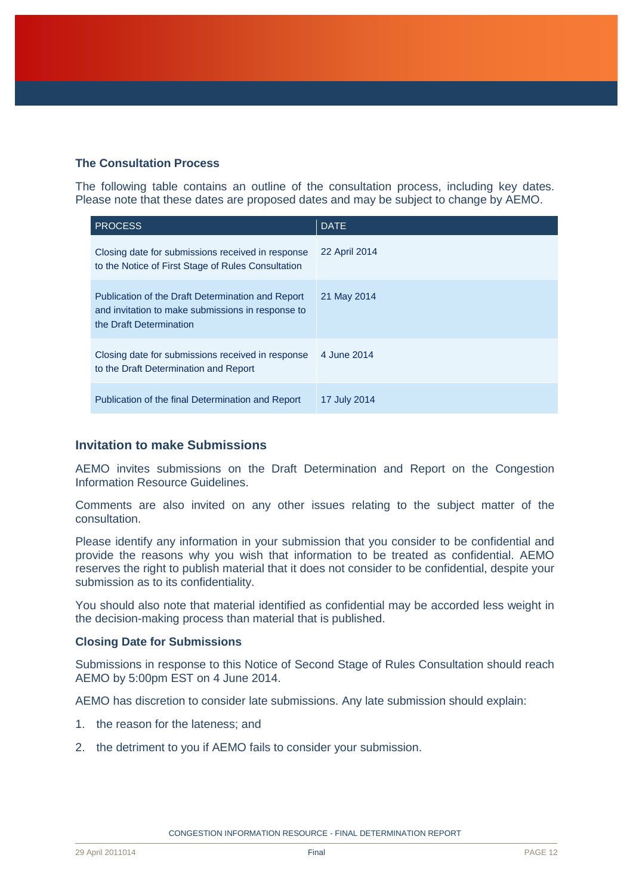### The Consultation Process

The following table contains an outline of the consultation process, including key dates. Please note that these dates are proposed dates and may be subject to change by AEMO.

| PROCESS | DATE |
|---|---|
| Closing date for submissions received in response to the Notice of First Stage of Rules Consultation | 22 April 2014 |
| Publication of the Draft Determination and Report and invitation to make submissions in response to the Draft Determination | 21 May 2014 |
| Closing date for submissions received in response to the Draft Determination and Report | 4 June 2014 |
| Publication of the final Determination and Report | 17 July 2014 |

## Invitation to make Submissions

AEMO invites submissions on the Draft Determination and Report on the Congestion Information Resource Guidelines.

Comments are also invited on any other issues relating to the subject matter of the consultation.

Please identify any information in your submission that you consider to be confidential and provide the reasons why you wish that information to be treated as confidential. AEMO reserves the right to publish material that it does not consider to be confidential, despite your submission as to its confidentiality.

You should also note that material identified as confidential may be accorded less weight in the decision-making process than material that is published.

### Closing Date for Submissions

Submissions in response to this Notice of Second Stage of Rules Consultation should reach AEMO by 5:00pm EST on 4 June 2014.

AEMO has discretion to consider late submissions. Any late submission should explain:

1. the reason for the lateness; and
2. the detriment to you if AEMO fails to consider your submission.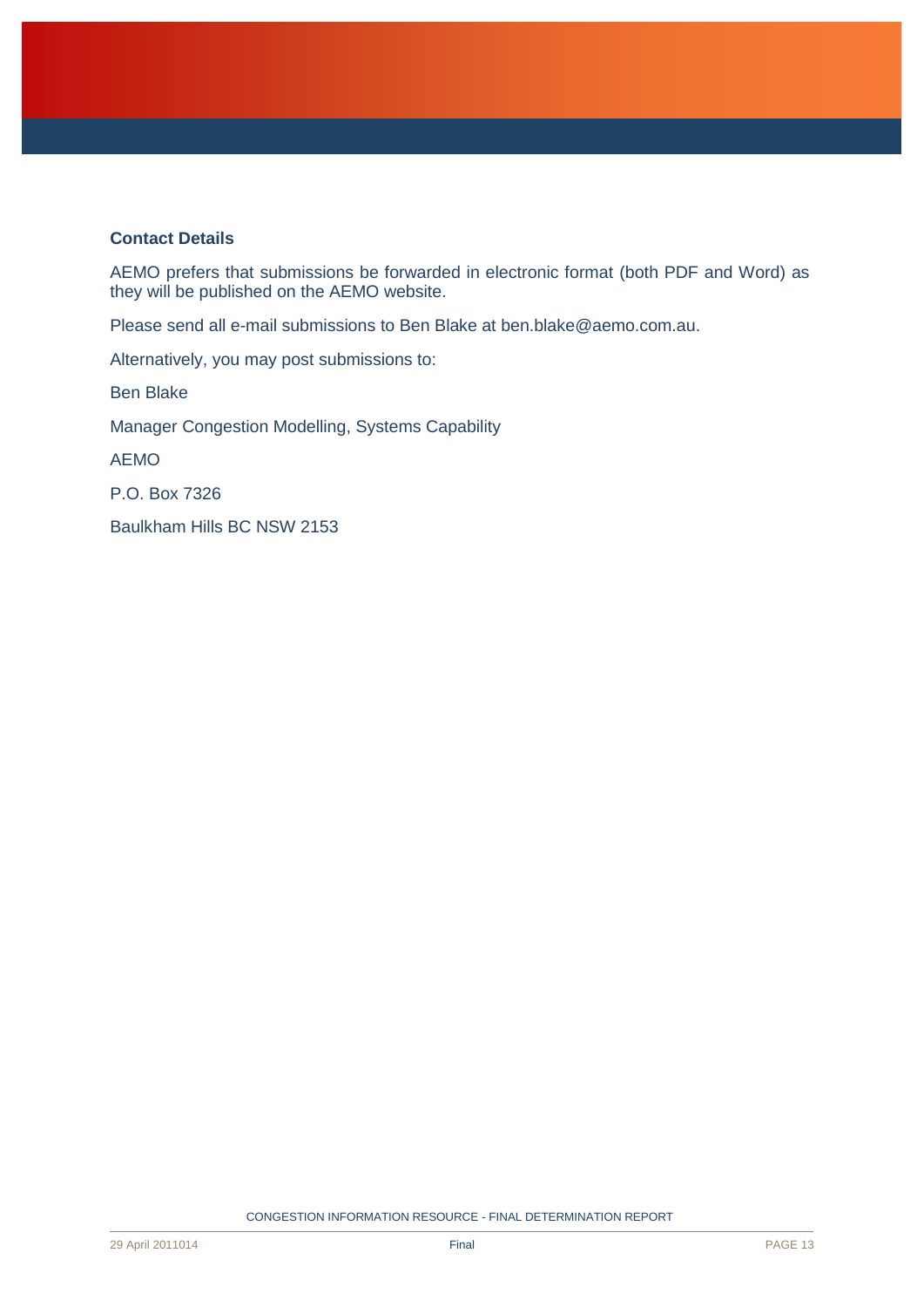**Contact Details**

AEMO prefers that submissions be forwarded in electronic format (both PDF and Word) as they will be published on the AEMO website.

Please send all e-mail submissions to Ben Blake at ben.blake@aemo.com.au.

Alternatively, you may post submissions to:

Ben Blake

Manager Congestion Modelling, Systems Capability

AEMO

P.O. Box 7326

Baulkham Hills BC NSW 2153